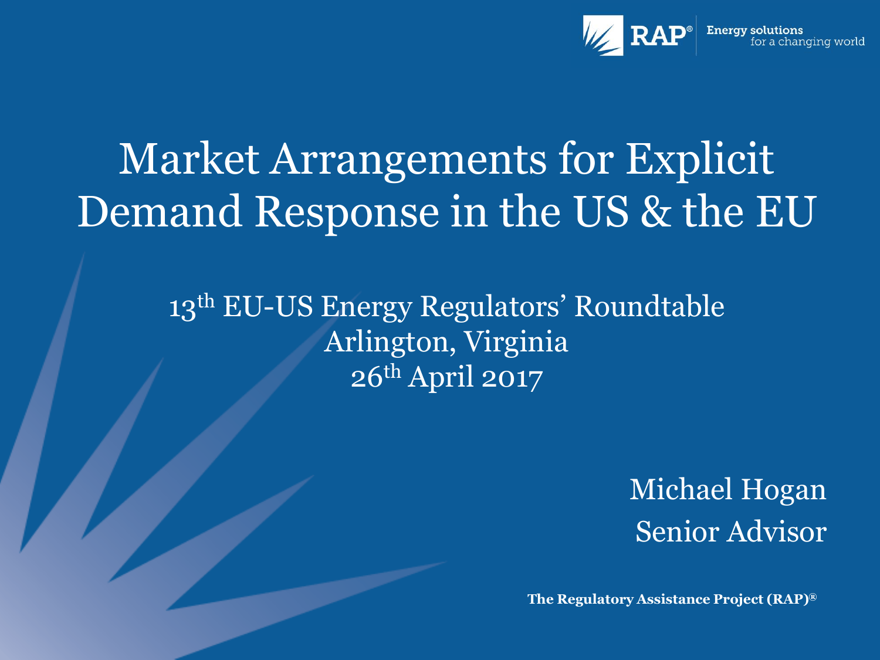RAP® Energy solutions for a changing world

# Market Arrangements for Explicit Demand Response in the US & the EU

13th EU-US Energy Regulators' Roundtable
Arlington, Virginia
26th April 2017

Michael Hogan
Senior Advisor

**The Regulatory Assistance Project (RAP)®**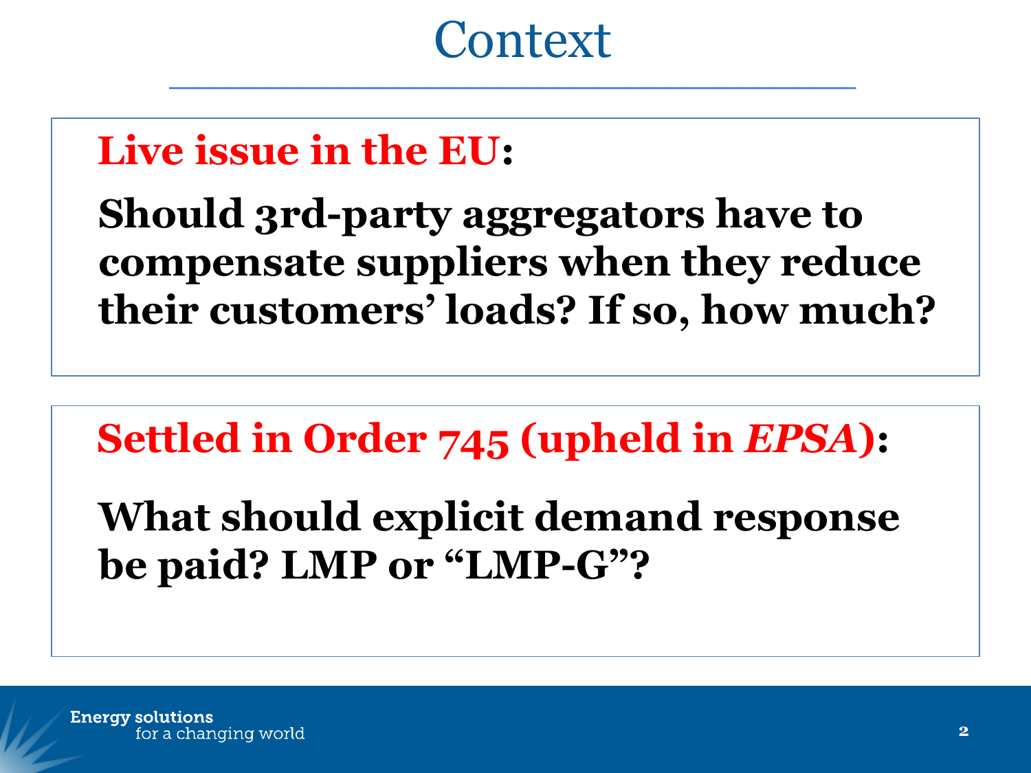# Context

**Live issue in the EU:**

**Should 3rd-party aggregators have to compensate suppliers when they reduce their customers' loads? If so, how much?**

**Settled in Order 745 (upheld in *EPSA*):**

**What should explicit demand response be paid? LMP or "LMP-G"?**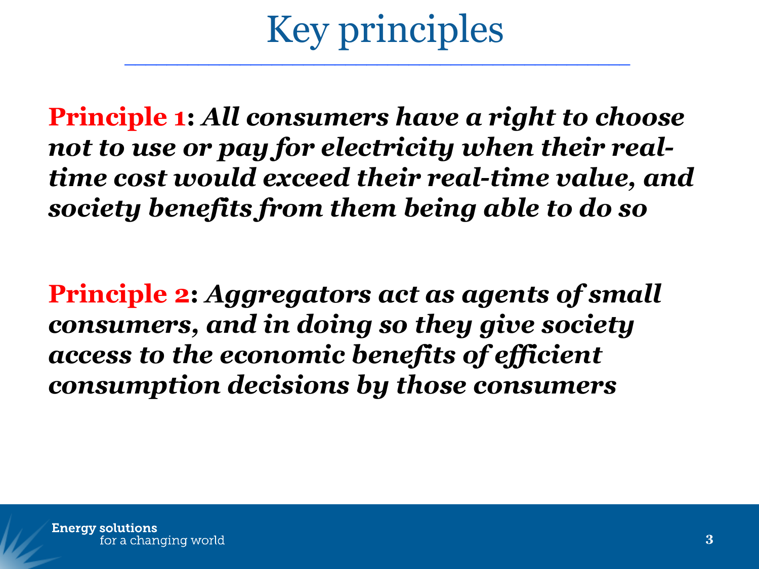# Key principles

**Principle 1:** ***All consumers have a right to choose not to use or pay for electricity when their real-time cost would exceed their real-time value, and society benefits from them being able to do so***

**Principle 2:** ***Aggregators act as agents of small consumers, and in doing so they give society access to the economic benefits of efficient consumption decisions by those consumers***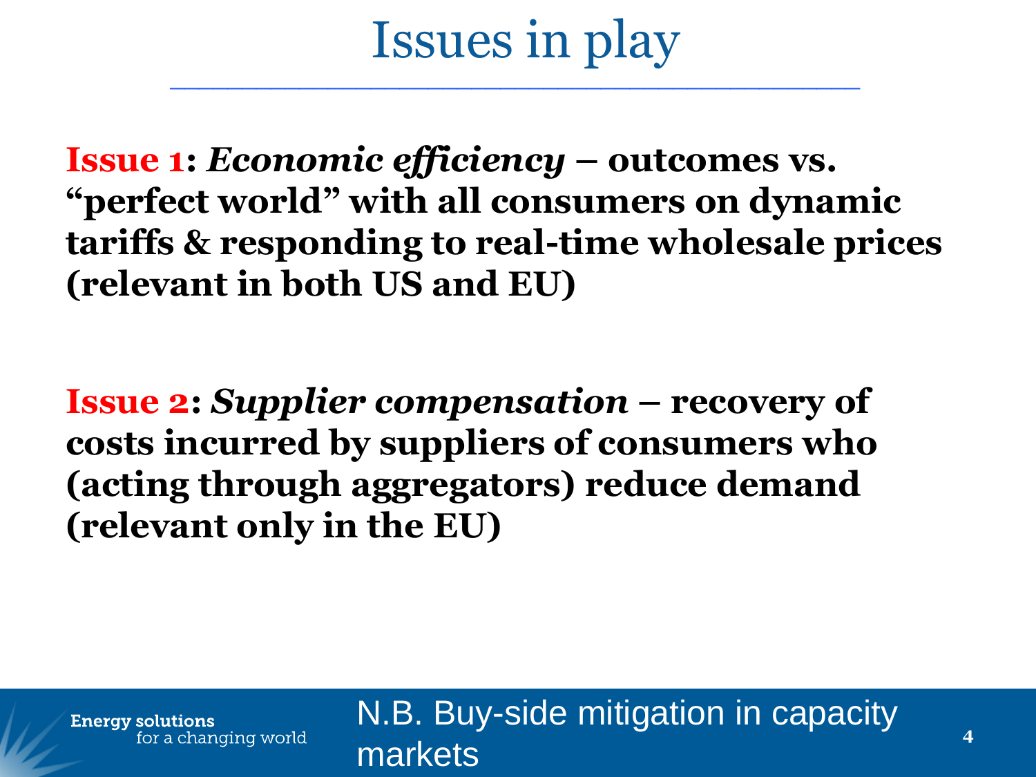# Issues in play

**Issue 1: *Economic efficiency* – outcomes vs. "perfect world" with all consumers on dynamic tariffs & responding to real-time wholesale prices (relevant in both US and EU)**

**Issue 2: *Supplier compensation* – recovery of costs incurred by suppliers of consumers who (acting through aggregators) reduce demand (relevant only in the EU)**

N.B. Buy-side mitigation in capacity markets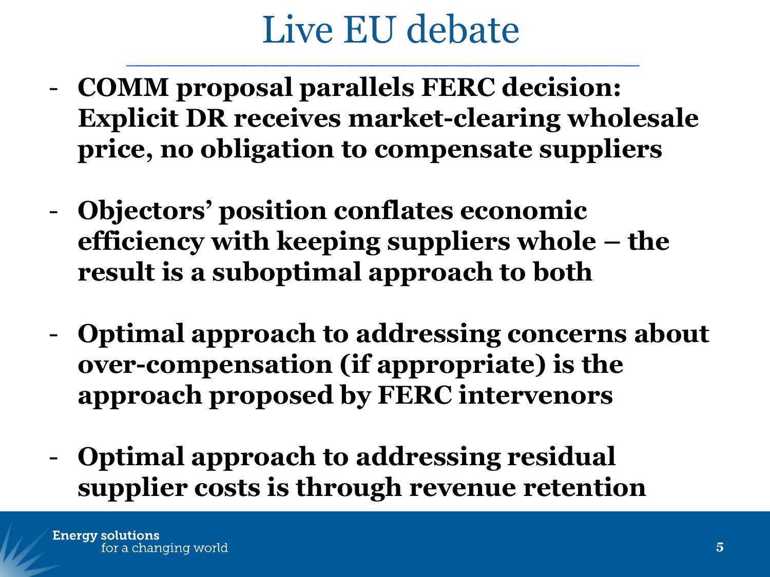# Live EU debate

- **COMM proposal parallels FERC decision: Explicit DR receives market-clearing wholesale price, no obligation to compensate suppliers**

- **Objectors' position conflates economic efficiency with keeping suppliers whole – the result is a suboptimal approach to both**

- **Optimal approach to addressing concerns about over-compensation (if appropriate) is the approach proposed by FERC intervenors**

- **Optimal approach to addressing residual supplier costs is through revenue retention**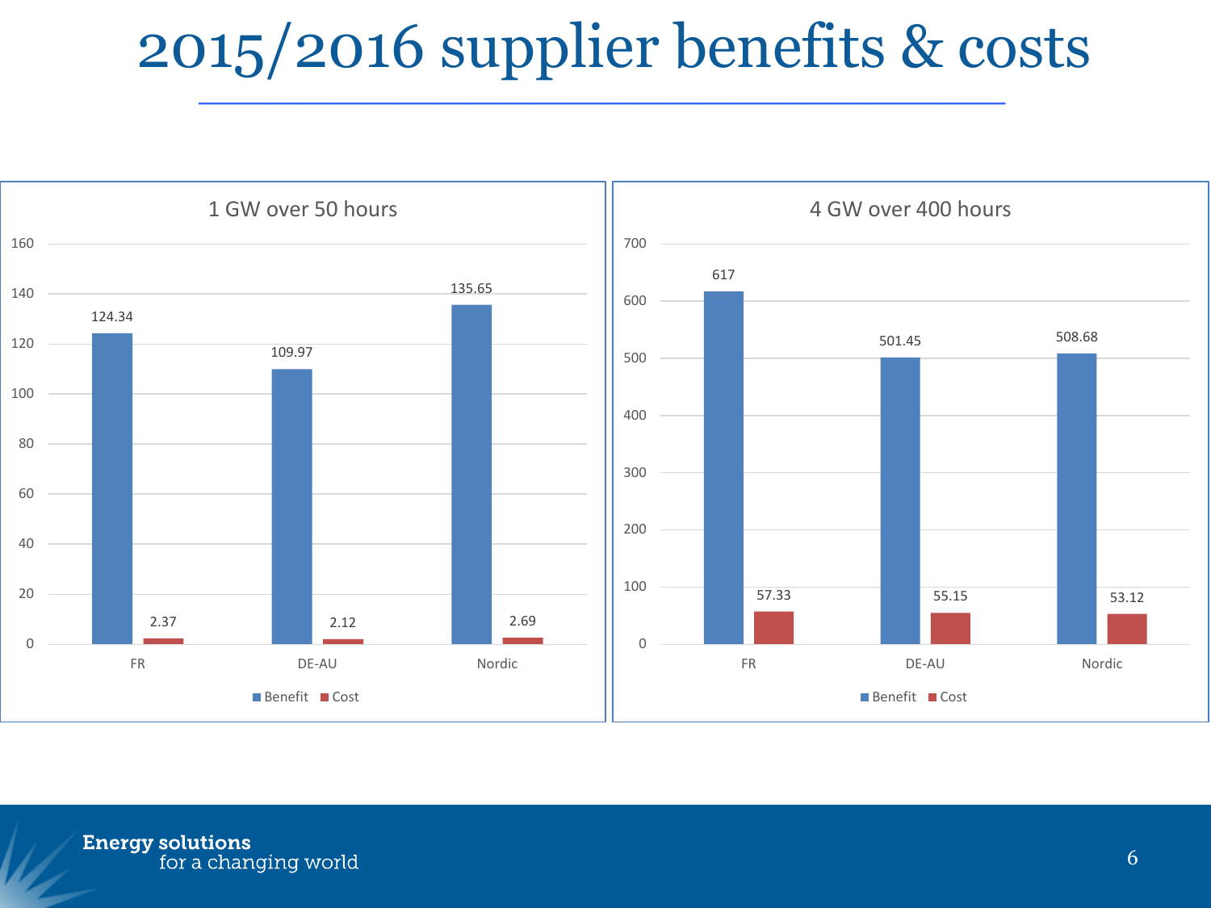# 2015/2016 supplier benefits & costs

### 1 GW over 50 hours

| | Benefit | Cost |
|---|---|---|
| FR | 124.34 | 2.37 |
| DE-AU | 109.97 | 2.12 |
| Nordic | 135.65 | 2.69 |

### 4 GW over 400 hours

| | Benefit | Cost |
|---|---|---|
| FR | 617 | 57.33 |
| DE-AU | 501.45 | 55.15 |
| Nordic | 508.68 | 53.12 |

**Energy solutions**
for a changing world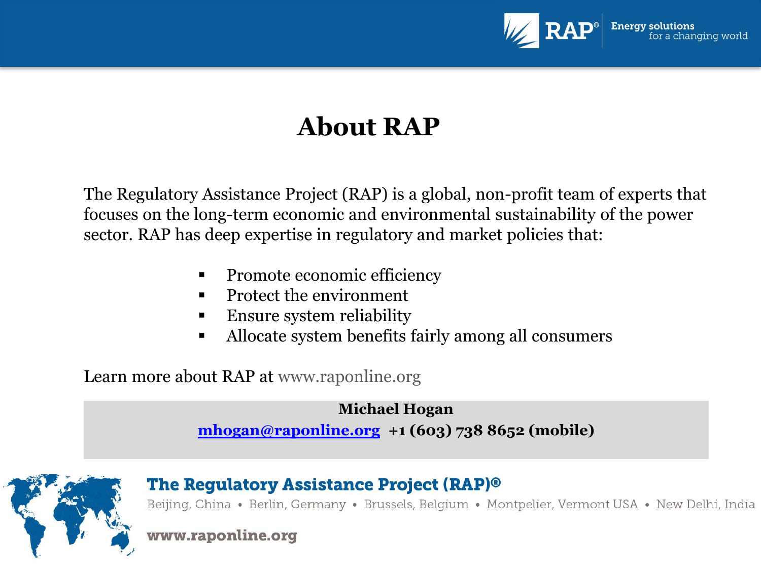# About RAP

The Regulatory Assistance Project (RAP) is a global, non-profit team of experts that focuses on the long-term economic and environmental sustainability of the power sector. RAP has deep expertise in regulatory and market policies that:

- Promote economic efficiency
- Protect the environment
- Ensure system reliability
- Allocate system benefits fairly among all consumers

Learn more about RAP at www.raponline.org

**Michael Hogan**
**mhogan@raponline.org +1 (603) 738 8652 (mobile)**

**The Regulatory Assistance Project (RAP)®**

Beijing, China • Berlin, Germany • Brussels, Belgium • Montpelier, Vermont USA • New Delhi, India

**www.raponline.org**